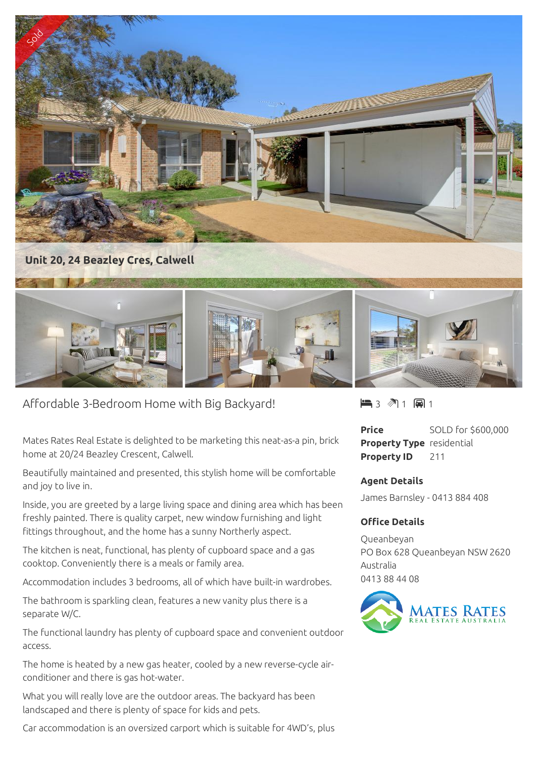Sold

**Unit 20, 24 Beazley Cres, Calwell**

# Affordable 3-Bedroom Home with Big Backyard!

3 1 1

| | |
|---|---|
| **Price** | SOLD for $600,000 |
| **Property Type** | residential |
| **Property ID** | 211 |

### Agent Details

James Barnsley - 0413 884 408

### Office Details

Queanbeyan
PO Box 628 Queanbeyan NSW 2620
Australia
0413 88 44 08

MATES RATES REAL ESTATE AUSTRALIA

Mates Rates Real Estate is delighted to be marketing this neat-as-a pin, brick home at 20/24 Beazley Crescent, Calwell.

Beautifully maintained and presented, this stylish home will be comfortable and joy to live in.

Inside, you are greeted by a large living space and dining area which has been freshly painted. There is quality carpet, new window furnishing and light fittings throughout, and the home has a sunny Northerly aspect.

The kitchen is neat, functional, has plenty of cupboard space and a gas cooktop. Conveniently there is a meals or family area.

Accommodation includes 3 bedrooms, all of which have built-in wardrobes.

The bathroom is sparkling clean, features a new vanity plus there is a separate W/C.

The functional laundry has plenty of cupboard space and convenient outdoor access.

The home is heated by a new gas heater, cooled by a new reverse-cycle air-conditioner and there is gas hot-water.

What you will really love are the outdoor areas. The backyard has been landscaped and there is plenty of space for kids and pets.

Car accommodation is an oversized carport which is suitable for 4WD's, plus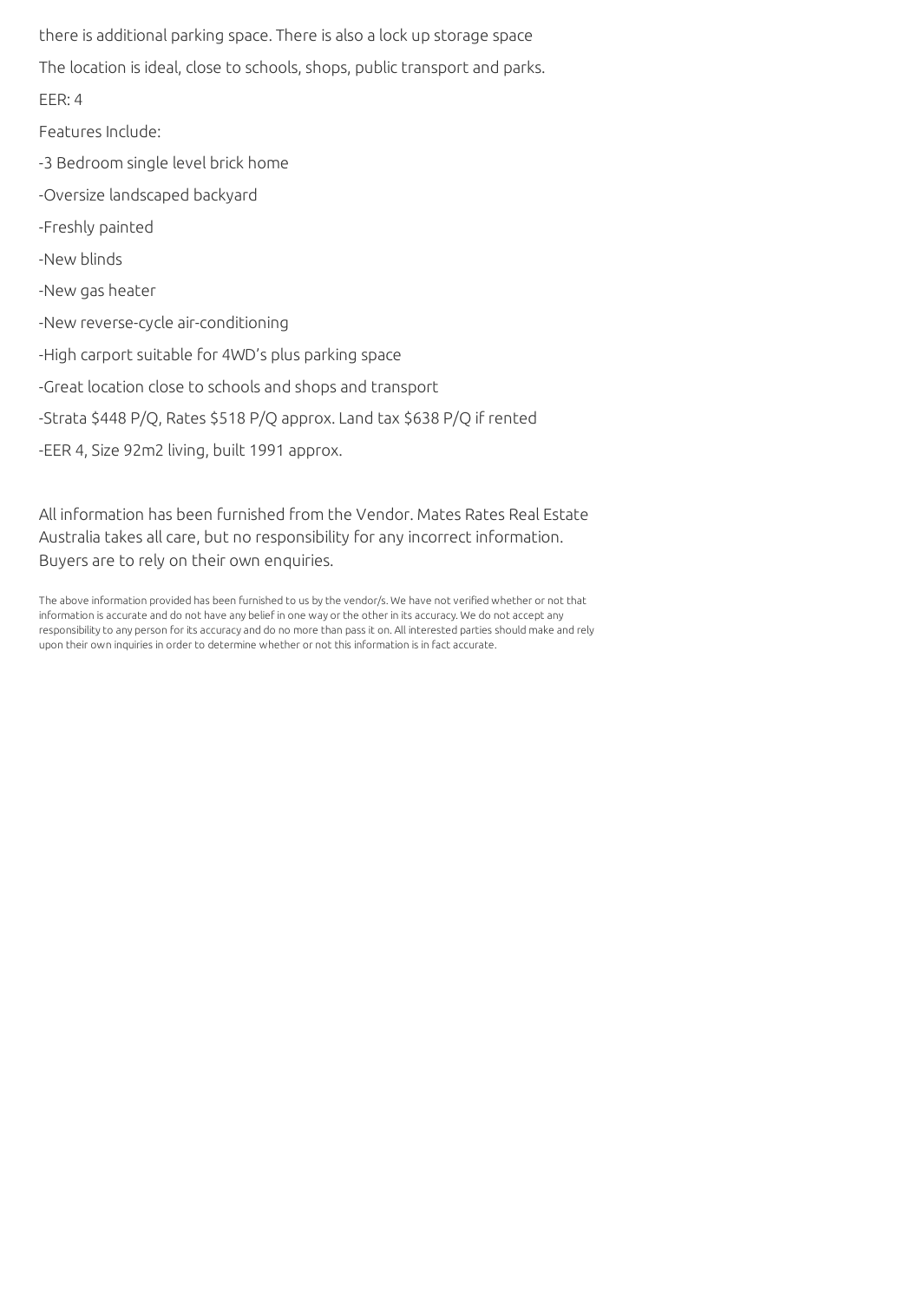there is additional parking space. There is also a lock up storage space

The location is ideal, close to schools, shops, public transport and parks.

EER: 4

Features Include:

-3 Bedroom single level brick home

-Oversize landscaped backyard

-Freshly painted

-New blinds

-New gas heater

-New reverse-cycle air-conditioning

-High carport suitable for 4WD's plus parking space

-Great location close to schools and shops and transport

-Strata $448 P/Q, Rates $518 P/Q approx. Land tax $638 P/Q if rented

-EER 4, Size 92m2 living, built 1991 approx.

All information has been furnished from the Vendor. Mates Rates Real Estate Australia takes all care, but no responsibility for any incorrect information. Buyers are to rely on their own enquiries.

The above information provided has been furnished to us by the vendor/s. We have not verified whether or not that information is accurate and do not have any belief in one way or the other in its accuracy. We do not accept any responsibility to any person for its accuracy and do no more than pass it on. All interested parties should make and rely upon their own inquiries in order to determine whether or not this information is in fact accurate.